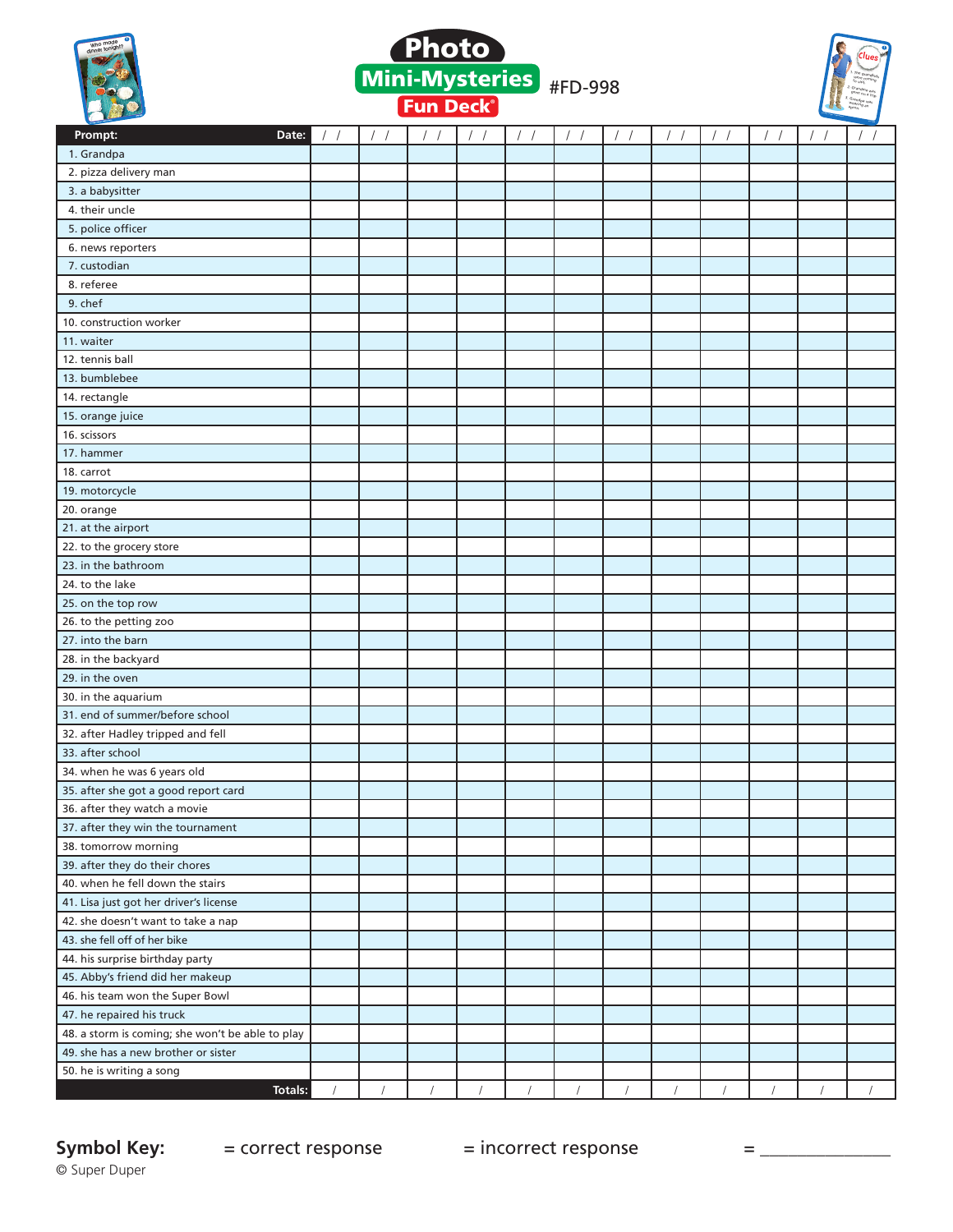# Photo Mini-Mysteries Fun Deck® #FD-998

| Prompt: Date: | / / | / / | / / | / / | / / | / / | / / | / / | / / | / / | / / | / / |
|---|---|---|---|---|---|---|---|---|---|---|---|---|
| 1. Grandpa | | | | | | | | | | | | |
| 2. pizza delivery man | | | | | | | | | | | | |
| 3. a babysitter | | | | | | | | | | | | |
| 4. their uncle | | | | | | | | | | | | |
| 5. police officer | | | | | | | | | | | | |
| 6. news reporters | | | | | | | | | | | | |
| 7. custodian | | | | | | | | | | | | |
| 8. referee | | | | | | | | | | | | |
| 9. chef | | | | | | | | | | | | |
| 10. construction worker | | | | | | | | | | | | |
| 11. waiter | | | | | | | | | | | | |
| 12. tennis ball | | | | | | | | | | | | |
| 13. bumblebee | | | | | | | | | | | | |
| 14. rectangle | | | | | | | | | | | | |
| 15. orange juice | | | | | | | | | | | | |
| 16. scissors | | | | | | | | | | | | |
| 17. hammer | | | | | | | | | | | | |
| 18. carrot | | | | | | | | | | | | |
| 19. motorcycle | | | | | | | | | | | | |
| 20. orange | | | | | | | | | | | | |
| 21. at the airport | | | | | | | | | | | | |
| 22. to the grocery store | | | | | | | | | | | | |
| 23. in the bathroom | | | | | | | | | | | | |
| 24. to the lake | | | | | | | | | | | | |
| 25. on the top row | | | | | | | | | | | | |
| 26. to the petting zoo | | | | | | | | | | | | |
| 27. into the barn | | | | | | | | | | | | |
| 28. in the backyard | | | | | | | | | | | | |
| 29. in the oven | | | | | | | | | | | | |
| 30. in the aquarium | | | | | | | | | | | | |
| 31. end of summer/before school | | | | | | | | | | | | |
| 32. after Hadley tripped and fell | | | | | | | | | | | | |
| 33. after school | | | | | | | | | | | | |
| 34. when he was 6 years old | | | | | | | | | | | | |
| 35. after she got a good report card | | | | | | | | | | | | |
| 36. after they watch a movie | | | | | | | | | | | | |
| 37. after they win the tournament | | | | | | | | | | | | |
| 38. tomorrow morning | | | | | | | | | | | | |
| 39. after they do their chores | | | | | | | | | | | | |
| 40. when he fell down the stairs | | | | | | | | | | | | |
| 41. Lisa just got her driver's license | | | | | | | | | | | | |
| 42. she doesn't want to take a nap | | | | | | | | | | | | |
| 43. she fell off of her bike | | | | | | | | | | | | |
| 44. his surprise birthday party | | | | | | | | | | | | |
| 45. Abby's friend did her makeup | | | | | | | | | | | | |
| 46. his team won the Super Bowl | | | | | | | | | | | | |
| 47. he repaired his truck | | | | | | | | | | | | |
| 48. a storm is coming; she won't be able to play | | | | | | | | | | | | |
| 49. she has a new brother or sister | | | | | | | | | | | | |
| 50. he is writing a song | | | | | | | | | | | | |
| Totals: | / | / | / | / | / | / | / | / | / | / | / | / |

**Symbol Key:** = correct response = incorrect response = _______________

© Super Duper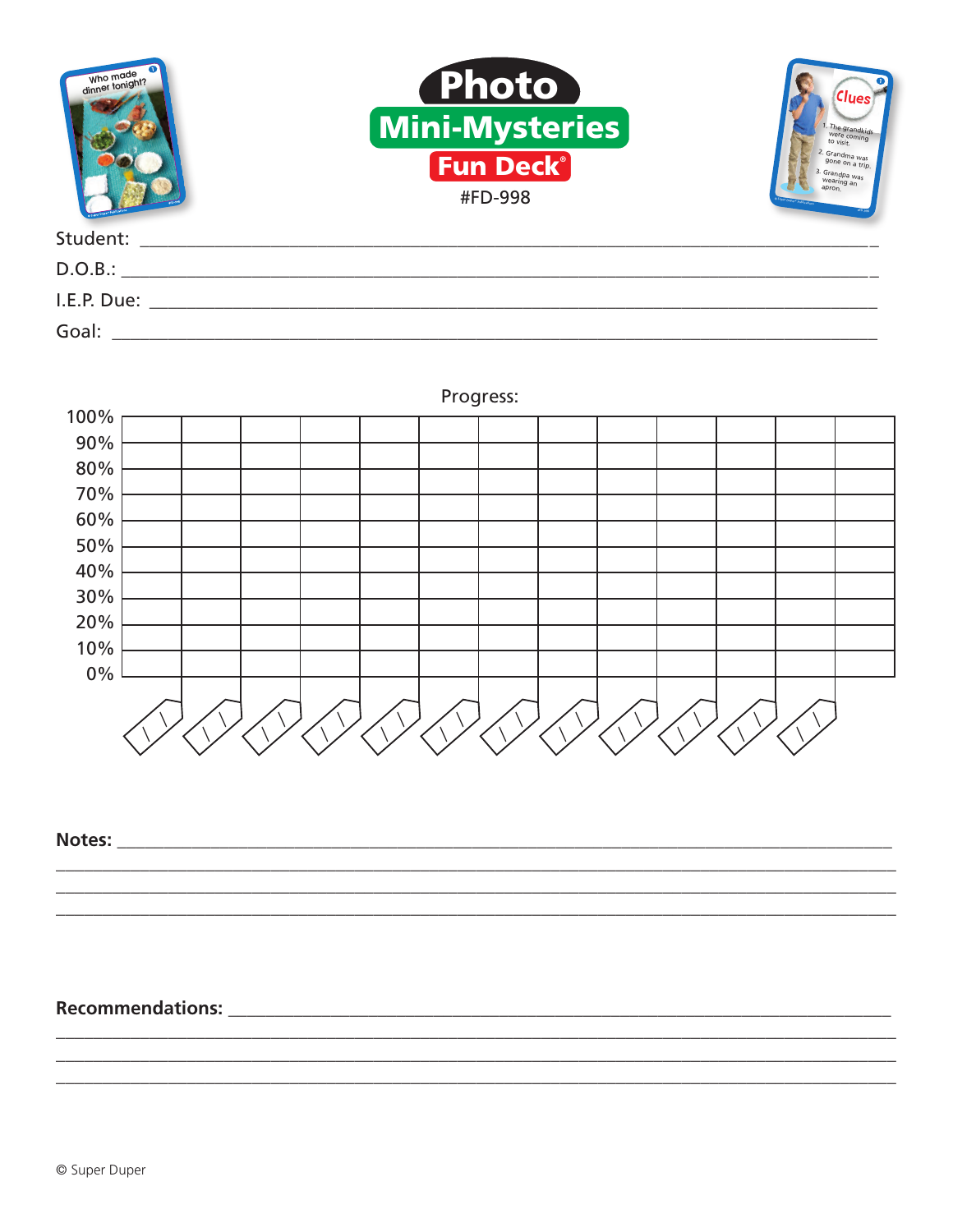# Photo Mini-Mysteries Fun Deck®

#FD-998

Student: ___________________________________________

D.O.B.: ___________________________________________

I.E.P. Due: ___________________________________________

Goal: ___________________________________________

Progress:

100%
90%
80%
70%
60%
50%
40%
30%
20%
10%
0%

**Notes:** ___________________________________________

___________________________________________

___________________________________________

___________________________________________

**Recommendations:** ___________________________________________

___________________________________________

___________________________________________

___________________________________________

© Super Duper